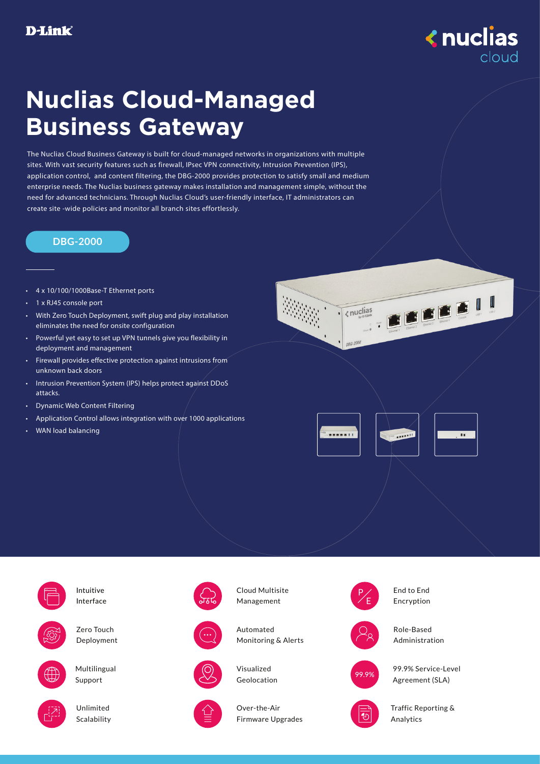D-Link

nuclias cloud

# Nuclias Cloud-Managed Business Gateway

The Nuclias Cloud Business Gateway is built for cloud-managed networks in organizations with multiple sites. With vast security features such as firewall, IPsec VPN connectivity, Intrusion Prevention (IPS), application control, and content filtering, the DBG-2000 provides protection to satisfy small and medium enterprise needs. The Nuclias business gateway makes installation and management simple, without the need for advanced technicians. Through Nuclias Cloud's user-friendly interface, IT administrators can create site -wide policies and monitor all branch sites effortlessly.

## DBG-2000

- 4 x 10/100/1000Base-T Ethernet ports
- 1 x RJ45 console port
- With Zero Touch Deployment, swift plug and play installation eliminates the need for onsite configuration
- Powerful yet easy to set up VPN tunnels give you flexibility in deployment and management
- Firewall provides effective protection against intrusions from unknown back doors
- Intrusion Prevention System (IPS) helps protect against DDoS attacks.
- Dynamic Web Content Filtering
- Application Control allows integration with over 1000 applications
- WAN load balancing

Intuitive Interface

Zero Touch Deployment

Multilingual Support

Unlimited Scalability

Cloud Multisite Management

Automated Monitoring & Alerts

Visualized Geolocation

Over-the-Air Firmware Upgrades

End to End Encryption

Role-Based Administration

99.9% Service-Level Agreement (SLA)

Traffic Reporting & Analytics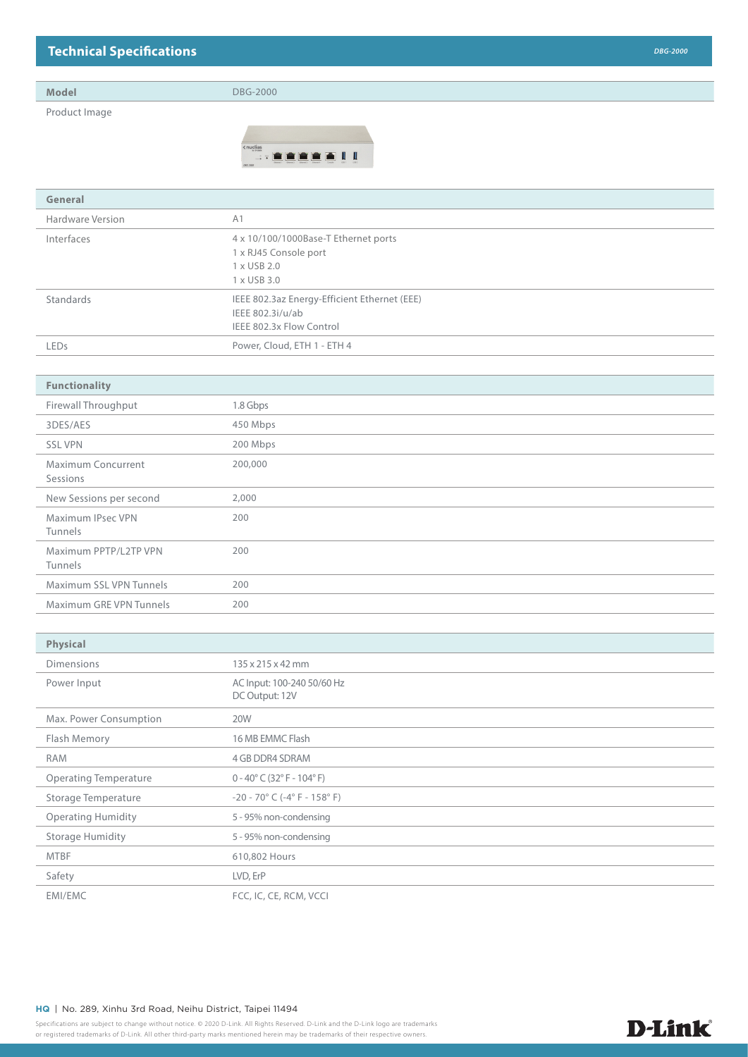## Technical Specifications

| | |
|---|---|
| **Model** | DBG-2000 |
| Product Image | |

| **General** | |
|---|---|
| Hardware Version | A1 |
| Interfaces | 4 x 10/100/1000Base-T Ethernet ports<br>1 x RJ45 Console port<br>1 x USB 2.0<br>1 x USB 3.0 |
| Standards | IEEE 802.3az Energy-Efficient Ethernet (EEE)<br>IEEE 802.3i/u/ab<br>IEEE 802.3x Flow Control |
| LEDs | Power, Cloud, ETH 1 - ETH 4 |

| **Functionality** | |
|---|---|
| Firewall Throughput | 1.8 Gbps |
| 3DES/AES | 450 Mbps |
| SSL VPN | 200 Mbps |
| Maximum Concurrent Sessions | 200,000 |
| New Sessions per second | 2,000 |
| Maximum IPsec VPN Tunnels | 200 |
| Maximum PPTP/L2TP VPN Tunnels | 200 |
| Maximum SSL VPN Tunnels | 200 |
| Maximum GRE VPN Tunnels | 200 |

| **Physical** | |
|---|---|
| Dimensions | 135 x 215 x 42 mm |
| Power Input | AC Input: 100-240 50/60 Hz<br>DC Output: 12V |
| Max. Power Consumption | 20W |
| Flash Memory | 16 MB EMMC Flash |
| RAM | 4 GB DDR4 SDRAM |
| Operating Temperature | 0 - 40° C (32° F - 104° F) |
| Storage Temperature | -20 - 70° C (-4° F - 158° F) |
| Operating Humidity | 5 - 95% non-condensing |
| Storage Humidity | 5 - 95% non-condensing |
| MTBF | 610,802 Hours |
| Safety | LVD, ErP |
| EMI/EMC | FCC, IC, CE, RCM, VCCI |

**HQ** | No. 289, Xinhu 3rd Road, Neihu District, Taipei 11494

Specifications are subject to change without notice. © 2020 D-Link. All Rights Reserved. D-Link and the D-Link logo are trademarks or registered trademarks of D-Link. All other third-party marks mentioned herein may be trademarks of their respective owners.